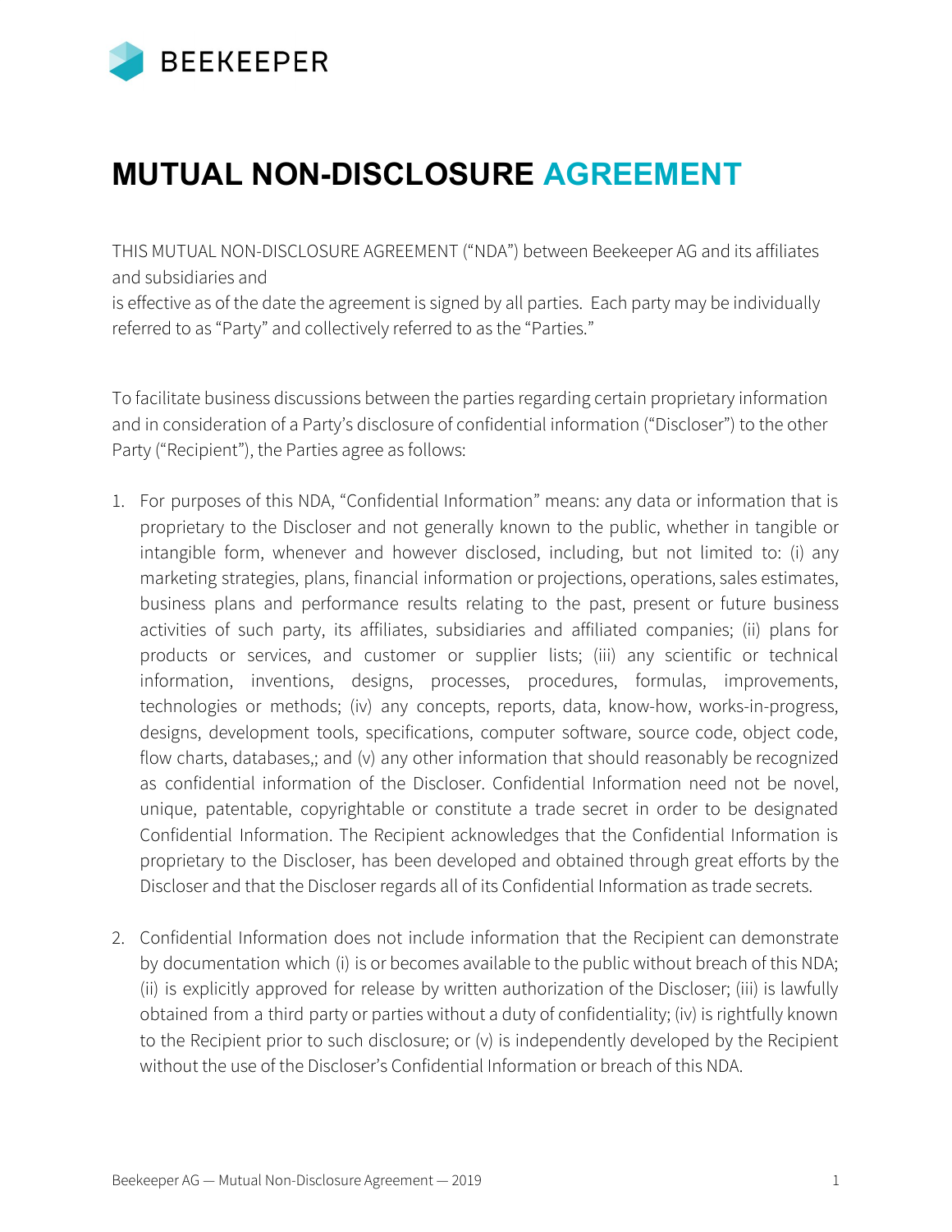BEEKEEPER

# MUTUAL NON-DISCLOSURE AGREEMENT

THIS MUTUAL NON-DISCLOSURE AGREEMENT ("NDA") between Beekeeper AG and its affiliates and subsidiaries and

is effective as of the date the agreement is signed by all parties. Each party may be individually referred to as "Party" and collectively referred to as the "Parties."

To facilitate business discussions between the parties regarding certain proprietary information and in consideration of a Party's disclosure of confidential information ("Discloser") to the other Party ("Recipient"), the Parties agree as follows:

1. For purposes of this NDA, "Confidential Information" means: any data or information that is proprietary to the Discloser and not generally known to the public, whether in tangible or intangible form, whenever and however disclosed, including, but not limited to: (i) any marketing strategies, plans, financial information or projections, operations, sales estimates, business plans and performance results relating to the past, present or future business activities of such party, its affiliates, subsidiaries and affiliated companies; (ii) plans for products or services, and customer or supplier lists; (iii) any scientific or technical information, inventions, designs, processes, procedures, formulas, improvements, technologies or methods; (iv) any concepts, reports, data, know-how, works-in-progress, designs, development tools, specifications, computer software, source code, object code, flow charts, databases,; and (v) any other information that should reasonably be recognized as confidential information of the Discloser. Confidential Information need not be novel, unique, patentable, copyrightable or constitute a trade secret in order to be designated Confidential Information. The Recipient acknowledges that the Confidential Information is proprietary to the Discloser, has been developed and obtained through great efforts by the Discloser and that the Discloser regards all of its Confidential Information as trade secrets.

2. Confidential Information does not include information that the Recipient can demonstrate by documentation which (i) is or becomes available to the public without breach of this NDA; (ii) is explicitly approved for release by written authorization of the Discloser; (iii) is lawfully obtained from a third party or parties without a duty of confidentiality; (iv) is rightfully known to the Recipient prior to such disclosure; or (v) is independently developed by the Recipient without the use of the Discloser's Confidential Information or breach of this NDA.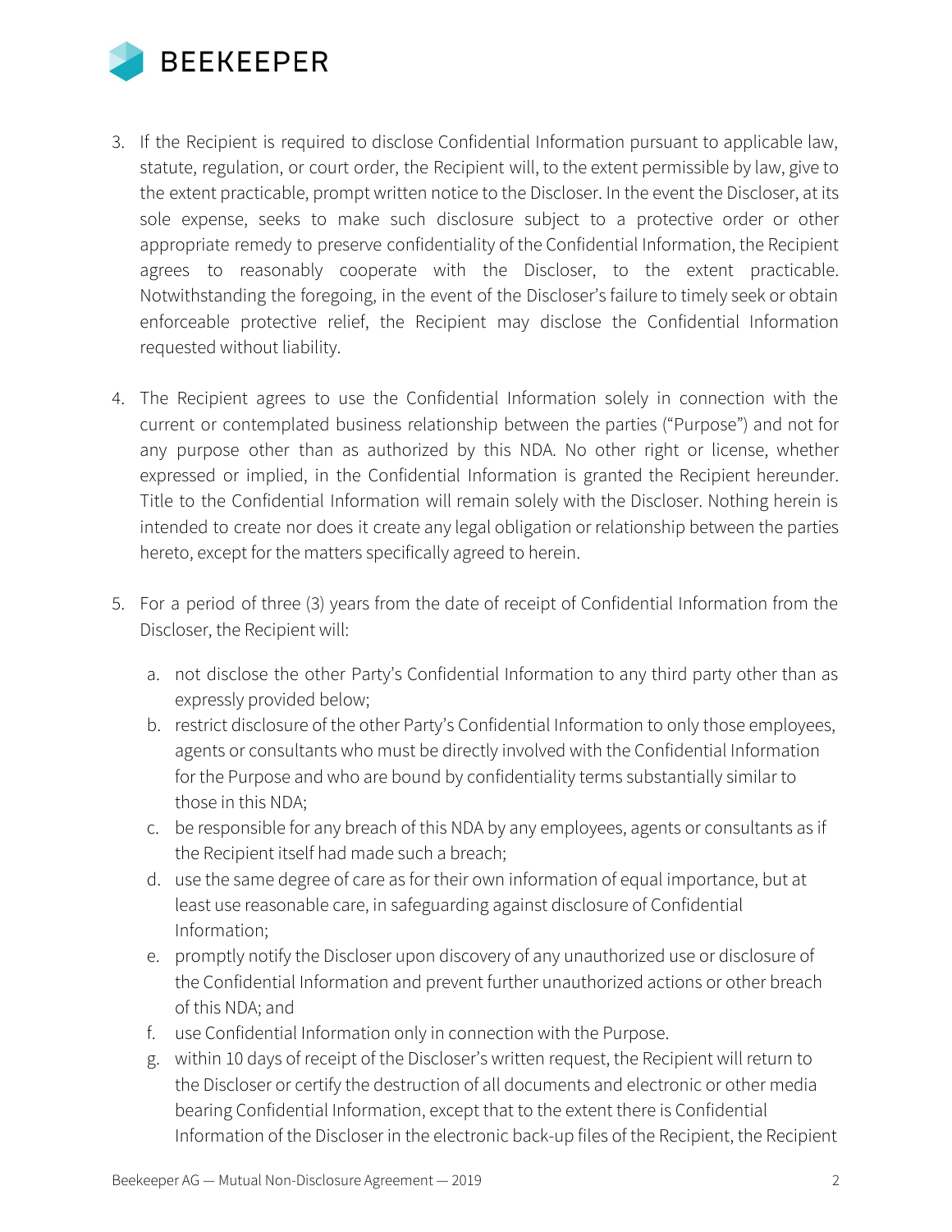3. If the Recipient is required to disclose Confidential Information pursuant to applicable law, statute, regulation, or court order, the Recipient will, to the extent permissible by law, give to the extent practicable, prompt written notice to the Discloser. In the event the Discloser, at its sole expense, seeks to make such disclosure subject to a protective order or other appropriate remedy to preserve confidentiality of the Confidential Information, the Recipient agrees to reasonably cooperate with the Discloser, to the extent practicable. Notwithstanding the foregoing, in the event of the Discloser's failure to timely seek or obtain enforceable protective relief, the Recipient may disclose the Confidential Information requested without liability.

4. The Recipient agrees to use the Confidential Information solely in connection with the current or contemplated business relationship between the parties ("Purpose") and not for any purpose other than as authorized by this NDA. No other right or license, whether expressed or implied, in the Confidential Information is granted the Recipient hereunder. Title to the Confidential Information will remain solely with the Discloser. Nothing herein is intended to create nor does it create any legal obligation or relationship between the parties hereto, except for the matters specifically agreed to herein.

5. For a period of three (3) years from the date of receipt of Confidential Information from the Discloser, the Recipient will:

   a. not disclose the other Party's Confidential Information to any third party other than as expressly provided below;
   b. restrict disclosure of the other Party's Confidential Information to only those employees, agents or consultants who must be directly involved with the Confidential Information for the Purpose and who are bound by confidentiality terms substantially similar to those in this NDA;
   c. be responsible for any breach of this NDA by any employees, agents or consultants as if the Recipient itself had made such a breach;
   d. use the same degree of care as for their own information of equal importance, but at least use reasonable care, in safeguarding against disclosure of Confidential Information;
   e. promptly notify the Discloser upon discovery of any unauthorized use or disclosure of the Confidential Information and prevent further unauthorized actions or other breach of this NDA; and
   f. use Confidential Information only in connection with the Purpose.
   g. within 10 days of receipt of the Discloser's written request, the Recipient will return to the Discloser or certify the destruction of all documents and electronic or other media bearing Confidential Information, except that to the extent there is Confidential Information of the Discloser in the electronic back-up files of the Recipient, the Recipient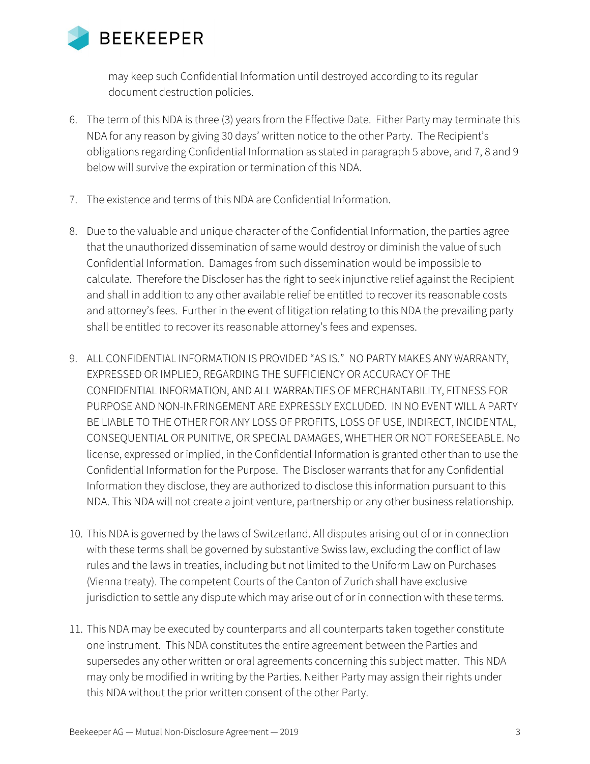may keep such Confidential Information until destroyed according to its regular document destruction policies.

6. The term of this NDA is three (3) years from the Effective Date. Either Party may terminate this NDA for any reason by giving 30 days' written notice to the other Party. The Recipient's obligations regarding Confidential Information as stated in paragraph 5 above, and 7, 8 and 9 below will survive the expiration or termination of this NDA.

7. The existence and terms of this NDA are Confidential Information.

8. Due to the valuable and unique character of the Confidential Information, the parties agree that the unauthorized dissemination of same would destroy or diminish the value of such Confidential Information. Damages from such dissemination would be impossible to calculate. Therefore the Discloser has the right to seek injunctive relief against the Recipient and shall in addition to any other available relief be entitled to recover its reasonable costs and attorney's fees. Further in the event of litigation relating to this NDA the prevailing party shall be entitled to recover its reasonable attorney's fees and expenses.

9. ALL CONFIDENTIAL INFORMATION IS PROVIDED "AS IS." NO PARTY MAKES ANY WARRANTY, EXPRESSED OR IMPLIED, REGARDING THE SUFFICIENCY OR ACCURACY OF THE CONFIDENTIAL INFORMATION, AND ALL WARRANTIES OF MERCHANTABILITY, FITNESS FOR PURPOSE AND NON-INFRINGEMENT ARE EXPRESSLY EXCLUDED. IN NO EVENT WILL A PARTY BE LIABLE TO THE OTHER FOR ANY LOSS OF PROFITS, LOSS OF USE, INDIRECT, INCIDENTAL, CONSEQUENTIAL OR PUNITIVE, OR SPECIAL DAMAGES, WHETHER OR NOT FORESEEABLE. No license, expressed or implied, in the Confidential Information is granted other than to use the Confidential Information for the Purpose. The Discloser warrants that for any Confidential Information they disclose, they are authorized to disclose this information pursuant to this NDA. This NDA will not create a joint venture, partnership or any other business relationship.

10. This NDA is governed by the laws of Switzerland. All disputes arising out of or in connection with these terms shall be governed by substantive Swiss law, excluding the conflict of law rules and the laws in treaties, including but not limited to the Uniform Law on Purchases (Vienna treaty). The competent Courts of the Canton of Zurich shall have exclusive jurisdiction to settle any dispute which may arise out of or in connection with these terms.

11. This NDA may be executed by counterparts and all counterparts taken together constitute one instrument. This NDA constitutes the entire agreement between the Parties and supersedes any other written or oral agreements concerning this subject matter. This NDA may only be modified in writing by the Parties. Neither Party may assign their rights under this NDA without the prior written consent of the other Party.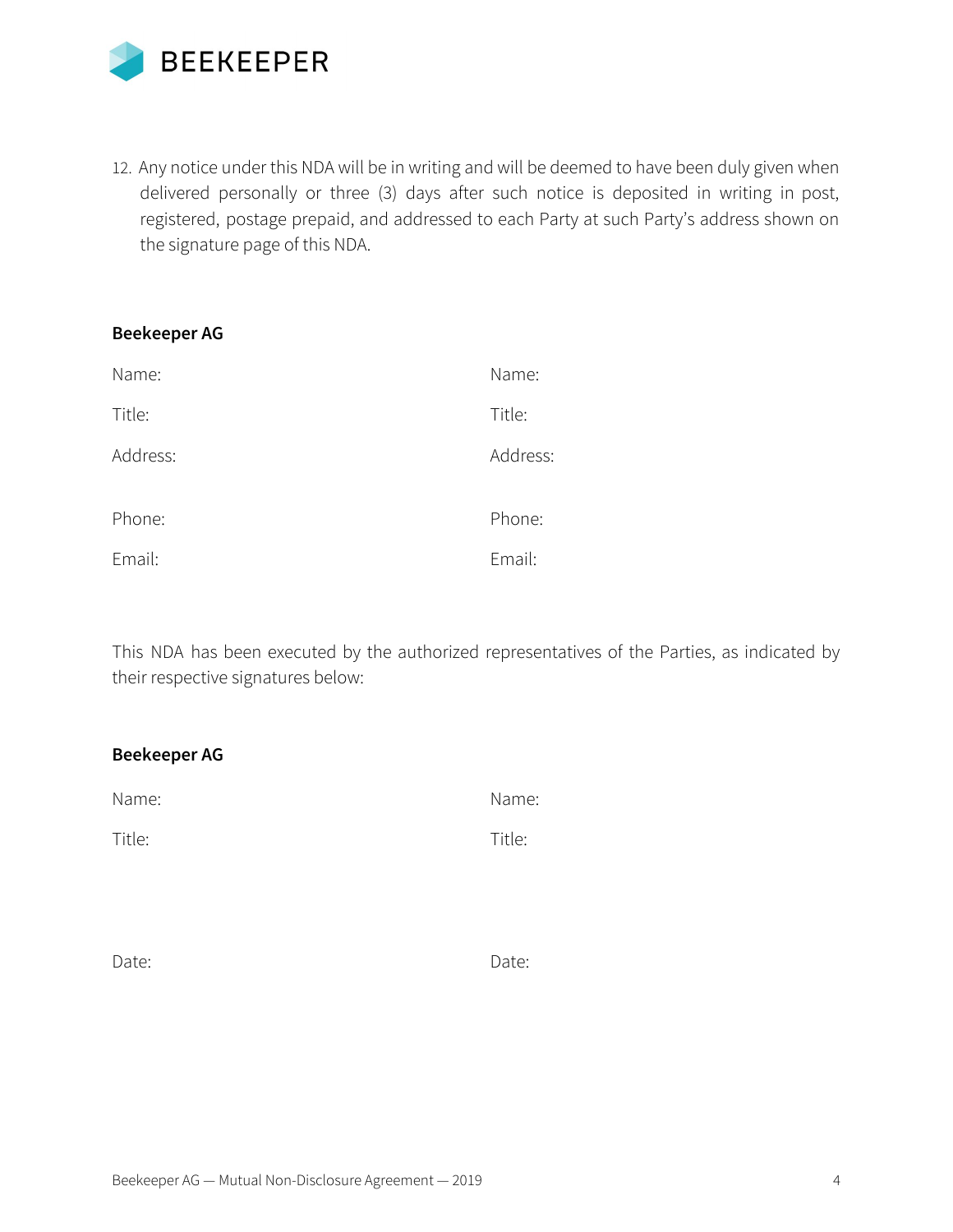12. Any notice under this NDA will be in writing and will be deemed to have been duly given when delivered personally or three (3) days after such notice is deposited in writing in post, registered, postage prepaid, and addressed to each Party at such Party's address shown on the signature page of this NDA.

**Beekeeper AG**

| | |
|---|---|
| Name: | Name: |
| Title: | Title: |
| Address: | Address: |
| Phone: | Phone: |
| Email: | Email: |

This NDA has been executed by the authorized representatives of the Parties, as indicated by their respective signatures below:

**Beekeeper AG**

| | |
|---|---|
| Name: | Name: |
| Title: | Title: |
| Date: | Date: |